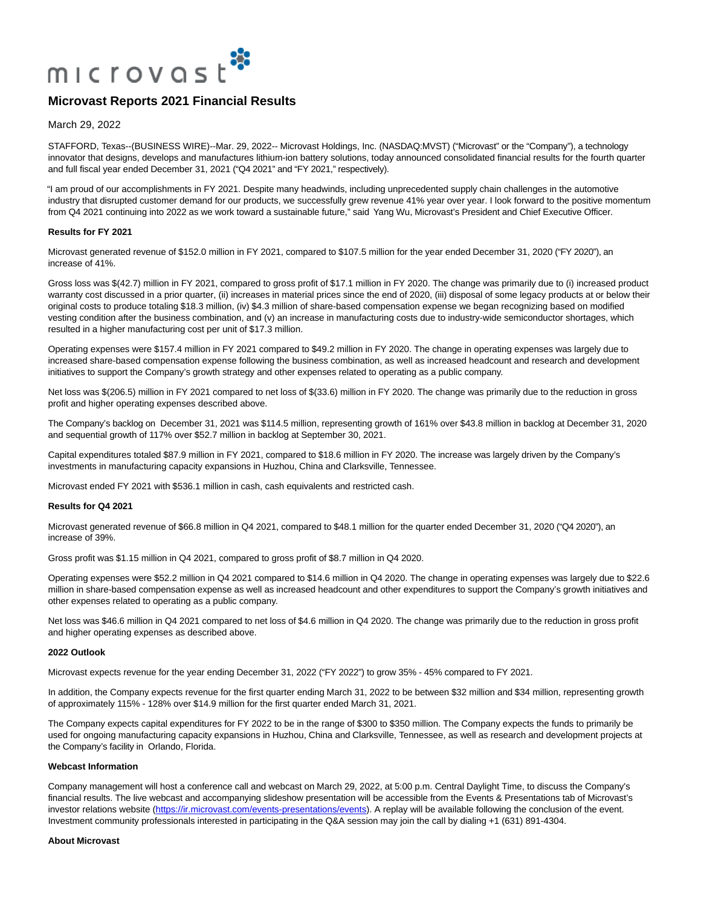microvast

# Microvast Reports 2021 Financial Results

March 29, 2022

STAFFORD, Texas--(BUSINESS WIRE)--Mar. 29, 2022-- Microvast Holdings, Inc. (NASDAQ:MVST) ("Microvast" or the "Company"), a technology innovator that designs, develops and manufactures lithium-ion battery solutions, today announced consolidated financial results for the fourth quarter and full fiscal year ended December 31, 2021 ("Q4 2021" and "FY 2021," respectively).

"I am proud of our accomplishments in FY 2021. Despite many headwinds, including unprecedented supply chain challenges in the automotive industry that disrupted customer demand for our products, we successfully grew revenue 41% year over year. I look forward to the positive momentum from Q4 2021 continuing into 2022 as we work toward a sustainable future," said Yang Wu, Microvast's President and Chief Executive Officer.

**Results for FY 2021**

Microvast generated revenue of $152.0 million in FY 2021, compared to $107.5 million for the year ended December 31, 2020 ("FY 2020"), an increase of 41%.

Gross loss was $(42.7) million in FY 2021, compared to gross profit of $17.1 million in FY 2020. The change was primarily due to (i) increased product warranty cost discussed in a prior quarter, (ii) increases in material prices since the end of 2020, (iii) disposal of some legacy products at or below their original costs to produce totaling $18.3 million, (iv) $4.3 million of share-based compensation expense we began recognizing based on modified vesting condition after the business combination, and (v) an increase in manufacturing costs due to industry-wide semiconductor shortages, which resulted in a higher manufacturing cost per unit of $17.3 million.

Operating expenses were $157.4 million in FY 2021 compared to $49.2 million in FY 2020. The change in operating expenses was largely due to increased share-based compensation expense following the business combination, as well as increased headcount and research and development initiatives to support the Company's growth strategy and other expenses related to operating as a public company.

Net loss was $(206.5) million in FY 2021 compared to net loss of $(33.6) million in FY 2020. The change was primarily due to the reduction in gross profit and higher operating expenses described above.

The Company's backlog on December 31, 2021 was $114.5 million, representing growth of 161% over $43.8 million in backlog at December 31, 2020 and sequential growth of 117% over $52.7 million in backlog at September 30, 2021.

Capital expenditures totaled $87.9 million in FY 2021, compared to $18.6 million in FY 2020. The increase was largely driven by the Company's investments in manufacturing capacity expansions in Huzhou, China and Clarksville, Tennessee.

Microvast ended FY 2021 with $536.1 million in cash, cash equivalents and restricted cash.

**Results for Q4 2021**

Microvast generated revenue of $66.8 million in Q4 2021, compared to $48.1 million for the quarter ended December 31, 2020 ("Q4 2020"), an increase of 39%.

Gross profit was $1.15 million in Q4 2021, compared to gross profit of $8.7 million in Q4 2020.

Operating expenses were $52.2 million in Q4 2021 compared to $14.6 million in Q4 2020. The change in operating expenses was largely due to $22.6 million in share-based compensation expense as well as increased headcount and other expenditures to support the Company's growth initiatives and other expenses related to operating as a public company.

Net loss was $46.6 million in Q4 2021 compared to net loss of $4.6 million in Q4 2020. The change was primarily due to the reduction in gross profit and higher operating expenses as described above.

**2022 Outlook**

Microvast expects revenue for the year ending December 31, 2022 ("FY 2022") to grow 35% - 45% compared to FY 2021.

In addition, the Company expects revenue for the first quarter ending March 31, 2022 to be between $32 million and $34 million, representing growth of approximately 115% - 128% over $14.9 million for the first quarter ended March 31, 2021.

The Company expects capital expenditures for FY 2022 to be in the range of $300 to $350 million. The Company expects the funds to primarily be used for ongoing manufacturing capacity expansions in Huzhou, China and Clarksville, Tennessee, as well as research and development projects at the Company's facility in Orlando, Florida.

**Webcast Information**

Company management will host a conference call and webcast on March 29, 2022, at 5:00 p.m. Central Daylight Time, to discuss the Company's financial results. The live webcast and accompanying slideshow presentation will be accessible from the Events & Presentations tab of Microvast's investor relations website (https://ir.microvast.com/events-presentations/events). A replay will be available following the conclusion of the event. Investment community professionals interested in participating in the Q&A session may join the call by dialing +1 (631) 891-4304.

**About Microvast**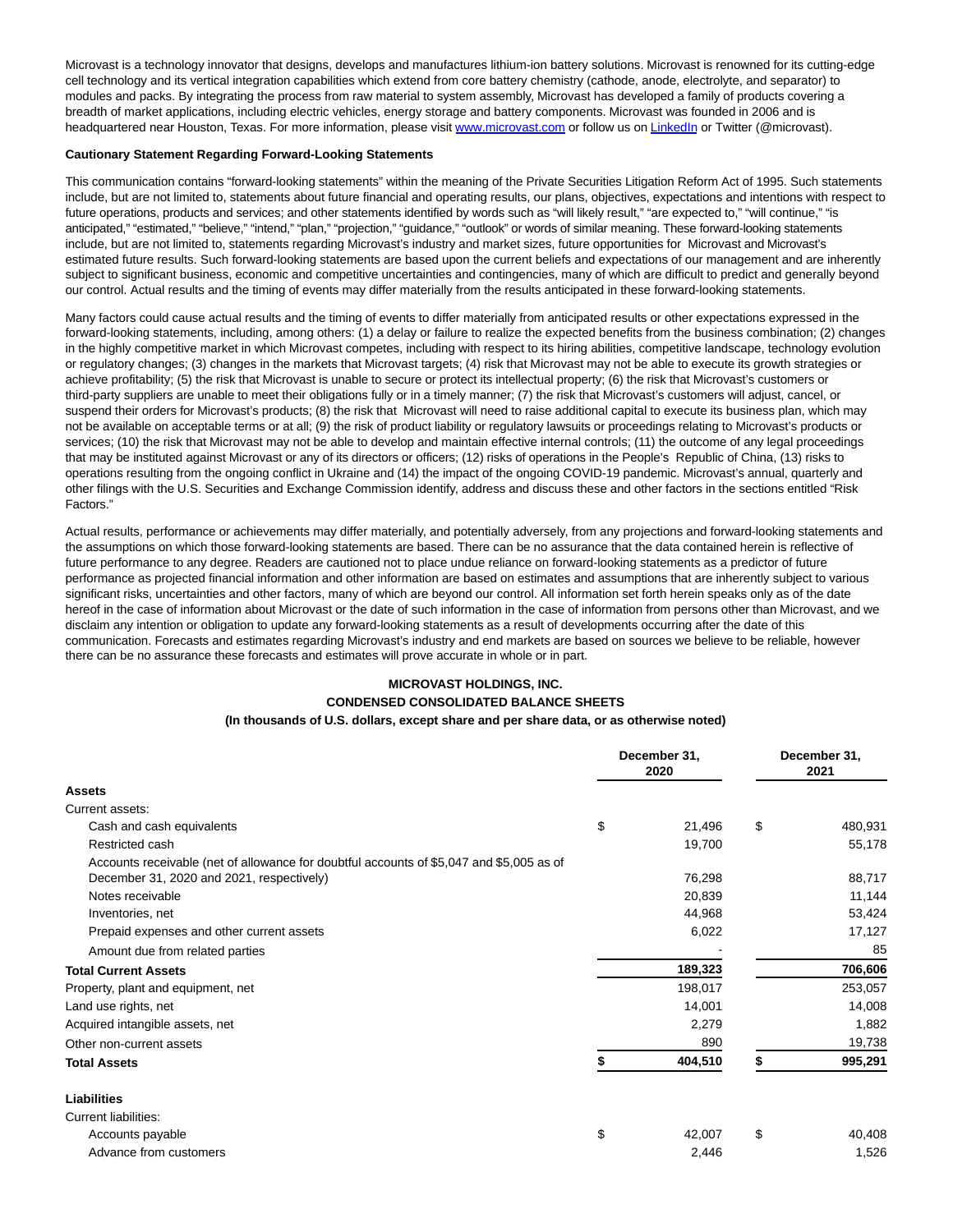Microvast is a technology innovator that designs, develops and manufactures lithium-ion battery solutions. Microvast is renowned for its cutting-edge cell technology and its vertical integration capabilities which extend from core battery chemistry (cathode, anode, electrolyte, and separator) to modules and packs. By integrating the process from raw material to system assembly, Microvast has developed a family of products covering a breadth of market applications, including electric vehicles, energy storage and battery components. Microvast was founded in 2006 and is headquartered near Houston, Texas. For more information, please visit [www.microvast.com](http://www.microvast.com) or follow us on [LinkedIn]() or Twitter (@microvast).

**Cautionary Statement Regarding Forward-Looking Statements**

This communication contains "forward-looking statements" within the meaning of the Private Securities Litigation Reform Act of 1995. Such statements include, but are not limited to, statements about future financial and operating results, our plans, objectives, expectations and intentions with respect to future operations, products and services; and other statements identified by words such as "will likely result," "are expected to," "will continue," "is anticipated," "estimated," "believe," "intend," "plan," "projection," "guidance," "outlook" or words of similar meaning. These forward-looking statements include, but are not limited to, statements regarding Microvast's industry and market sizes, future opportunities for Microvast and Microvast's estimated future results. Such forward-looking statements are based upon the current beliefs and expectations of our management and are inherently subject to significant business, economic and competitive uncertainties and contingencies, many of which are difficult to predict and generally beyond our control. Actual results and the timing of events may differ materially from the results anticipated in these forward-looking statements.

Many factors could cause actual results and the timing of events to differ materially from anticipated results or other expectations expressed in the forward-looking statements, including, among others: (1) a delay or failure to realize the expected benefits from the business combination; (2) changes in the highly competitive market in which Microvast competes, including with respect to its hiring abilities, competitive landscape, technology evolution or regulatory changes; (3) changes in the markets that Microvast targets; (4) risk that Microvast may not be able to execute its growth strategies or achieve profitability; (5) the risk that Microvast is unable to secure or protect its intellectual property; (6) the risk that Microvast's customers or third-party suppliers are unable to meet their obligations fully or in a timely manner; (7) the risk that Microvast's customers will adjust, cancel, or suspend their orders for Microvast's products; (8) the risk that Microvast will need to raise additional capital to execute its business plan, which may not be available on acceptable terms or at all; (9) the risk of product liability or regulatory lawsuits or proceedings relating to Microvast's products or services; (10) the risk that Microvast may not be able to develop and maintain effective internal controls; (11) the outcome of any legal proceedings that may be instituted against Microvast or any of its directors or officers; (12) risks of operations in the People's Republic of China, (13) risks to operations resulting from the ongoing conflict in Ukraine and (14) the impact of the ongoing COVID-19 pandemic. Microvast's annual, quarterly and other filings with the U.S. Securities and Exchange Commission identify, address and discuss these and other factors in the sections entitled "Risk Factors."

Actual results, performance or achievements may differ materially, and potentially adversely, from any projections and forward-looking statements and the assumptions on which those forward-looking statements are based. There can be no assurance that the data contained herein is reflective of future performance to any degree. Readers are cautioned not to place undue reliance on forward-looking statements as a predictor of future performance as projected financial information and other information are based on estimates and assumptions that are inherently subject to various significant risks, uncertainties and other factors, many of which are beyond our control. All information set forth herein speaks only as of the date hereof in the case of information about Microvast or the date of such information in the case of information from persons other than Microvast, and we disclaim any intention or obligation to update any forward-looking statements as a result of developments occurring after the date of this communication. Forecasts and estimates regarding Microvast's industry and end markets are based on sources we believe to be reliable, however there can be no assurance these forecasts and estimates will prove accurate in whole or in part.

**MICROVAST HOLDINGS, INC.**
**CONDENSED CONSOLIDATED BALANCE SHEETS**
**(In thousands of U.S. dollars, except share and per share data, or as otherwise noted)**

| | December 31, 2020 | December 31, 2021 |
|---|---|---|
| **Assets** | | |
| Current assets: | | |
| Cash and cash equivalents | $ 21,496 | $ 480,931 |
| Restricted cash | 19,700 | 55,178 |
| Accounts receivable (net of allowance for doubtful accounts of $5,047 and $5,005 as of December 31, 2020 and 2021, respectively) | 76,298 | 88,717 |
| Notes receivable | 20,839 | 11,144 |
| Inventories, net | 44,968 | 53,424 |
| Prepaid expenses and other current assets | 6,022 | 17,127 |
| Amount due from related parties | - | 85 |
| **Total Current Assets** | **189,323** | **706,606** |
| Property, plant and equipment, net | 198,017 | 253,057 |
| Land use rights, net | 14,001 | 14,008 |
| Acquired intangible assets, net | 2,279 | 1,882 |
| Other non-current assets | 890 | 19,738 |
| **Total Assets** | **$ 404,510** | **$ 995,291** |
| | | |
| **Liabilities** | | |
| Current liabilities: | | |
| Accounts payable | $ 42,007 | $ 40,408 |
| Advance from customers | 2,446 | 1,526 |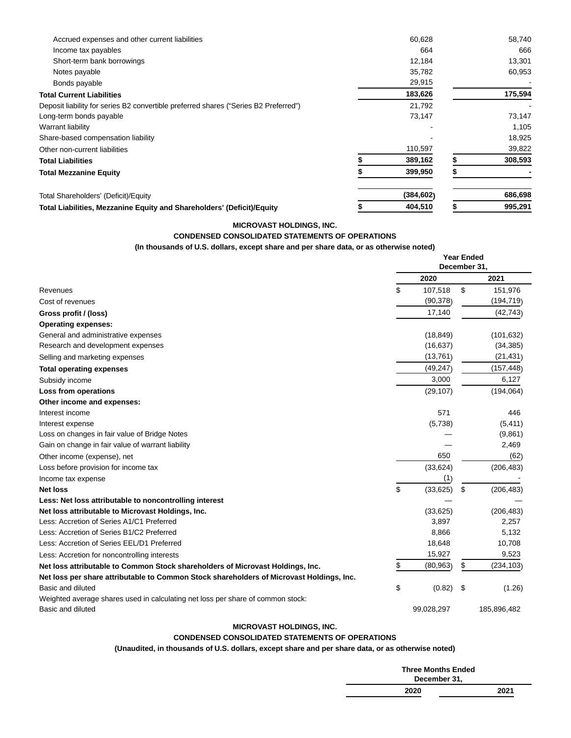| | | |
|---|---|---|
| Accrued expenses and other current liabilities | 60,628 | 58,740 |
| Income tax payables | 664 | 666 |
| Short-term bank borrowings | 12,184 | 13,301 |
| Notes payable | 35,782 | 60,953 |
| Bonds payable | 29,915 | - |
| **Total Current Liabilities** | **183,626** | **175,594** |
| Deposit liability for series B2 convertible preferred shares ("Series B2 Preferred") | 21,792 | - |
| Long-term bonds payable | 73,147 | 73,147 |
| Warrant liability | - | 1,105 |
| Share-based compensation liability | - | 18,925 |
| Other non-current liabilities | 110,597 | 39,822 |
| **Total Liabilities** | **$ 389,162** | **$ 308,593** |
| **Total Mezzanine Equity** | **$ 399,950** | **$ -** |
| Total Shareholders' (Deficit)/Equity | **(384,602)** | **686,698** |
| **Total Liabilities, Mezzanine Equity and Shareholders' (Deficit)/Equity** | **$ 404,510** | **$ 995,291** |

**MICROVAST HOLDINGS, INC.**

**CONDENSED CONSOLIDATED STATEMENTS OF OPERATIONS**

**(In thousands of U.S. dollars, except share and per share data, or as otherwise noted)**

| | Year Ended December 31, | |
|---|---|---|
| | **2020** | **2021** |
| Revenues | $ 107,518 | $ 151,976 |
| Cost of revenues | (90,378) | (194,719) |
| **Gross profit / (loss)** | 17,140 | (42,743) |
| **Operating expenses:** | | |
| General and administrative expenses | (18,849) | (101,632) |
| Research and development expenses | (16,637) | (34,385) |
| Selling and marketing expenses | (13,761) | (21,431) |
| **Total operating expenses** | (49,247) | (157,448) |
| Subsidy income | 3,000 | 6,127 |
| **Loss from operations** | (29,107) | (194,064) |
| **Other income and expenses:** | | |
| Interest income | 571 | 446 |
| Interest expense | (5,738) | (5,411) |
| Loss on changes in fair value of Bridge Notes | — | (9,861) |
| Gain on change in fair value of warrant liability | — | 2,469 |
| Other income (expense), net | 650 | (62) |
| Loss before provision for income tax | (33,624) | (206,483) |
| Income tax expense | (1) | - |
| **Net loss** | $ (33,625) | $ (206,483) |
| **Less: Net loss attributable to noncontrolling interest** | — | — |
| **Net loss attributable to Microvast Holdings, Inc.** | (33,625) | (206,483) |
| Less: Accretion of Series A1/C1 Preferred | 3,897 | 2,257 |
| Less: Accretion of Series B1/C2 Preferred | 8,866 | 5,132 |
| Less: Accretion of Series EEL/D1 Preferred | 18,648 | 10,708 |
| Less: Accretion for noncontrolling interests | 15,927 | 9,523 |
| **Net loss attributable to Common Stock shareholders of Microvast Holdings, Inc.** | $ (80,963) | $ (234,103) |
| **Net loss per share attributable to Common Stock shareholders of Microvast Holdings, Inc.** | | |
| Basic and diluted | $ (0.82) | $ (1.26) |
| Weighted average shares used in calculating net loss per share of common stock: | | |
| Basic and diluted | 99,028,297 | 185,896,482 |

**MICROVAST HOLDINGS, INC.**

**CONDENSED CONSOLIDATED STATEMENTS OF OPERATIONS**

**(Unaudited, in thousands of U.S. dollars, except share and per share data, or as otherwise noted)**

| | Three Months Ended December 31, | |
|---|---|---|
| | **2020** | **2021** |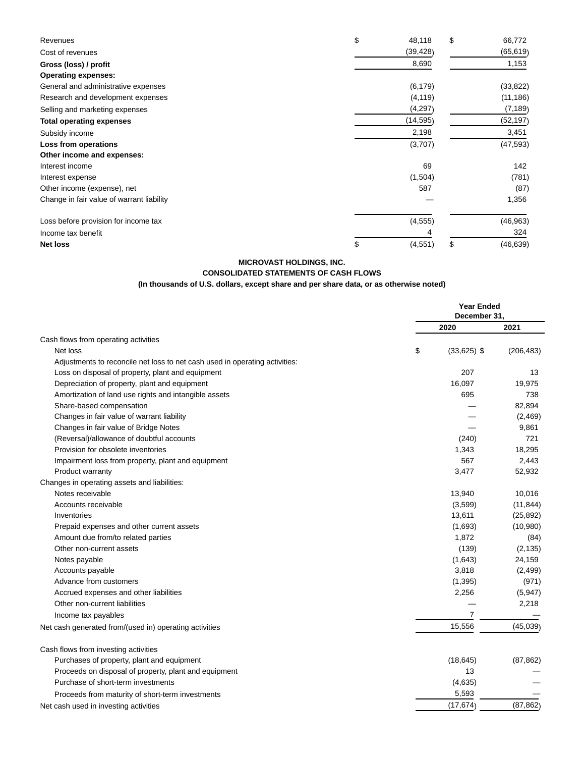| | | |
|---|---|---|
| Revenues | $ 48,118 | $ 66,772 |
| Cost of revenues | (39,428) | (65,619) |
| **Gross (loss) / profit** | 8,690 | 1,153 |
| **Operating expenses:** | | |
| General and administrative expenses | (6,179) | (33,822) |
| Research and development expenses | (4,119) | (11,186) |
| Selling and marketing expenses | (4,297) | (7,189) |
| **Total operating expenses** | (14,595) | (52,197) |
| Subsidy income | 2,198 | 3,451 |
| **Loss from operations** | (3,707) | (47,593) |
| **Other income and expenses:** | | |
| Interest income | 69 | 142 |
| Interest expense | (1,504) | (781) |
| Other income (expense), net | 587 | (87) |
| Change in fair value of warrant liability | — | 1,356 |
| Loss before provision for income tax | (4,555) | (46,963) |
| Income tax benefit | 4 | 324 |
| **Net loss** | $ (4,551) | $ (46,639) |

**MICROVAST HOLDINGS, INC.**
**CONSOLIDATED STATEMENTS OF CASH FLOWS**
**(In thousands of U.S. dollars, except share and per share data, or as otherwise noted)**

| | Year Ended December 31, | |
|---|---|---|
| | **2020** | **2021** |
| Cash flows from operating activities | | |
| Net loss | $ (33,625) | $ (206,483) |
| Adjustments to reconcile net loss to net cash used in operating activities: | | |
| Loss on disposal of property, plant and equipment | 207 | 13 |
| Depreciation of property, plant and equipment | 16,097 | 19,975 |
| Amortization of land use rights and intangible assets | 695 | 738 |
| Share-based compensation | — | 82,894 |
| Changes in fair value of warrant liability | — | (2,469) |
| Changes in fair value of Bridge Notes | — | 9,861 |
| (Reversal)/allowance of doubtful accounts | (240) | 721 |
| Provision for obsolete inventories | 1,343 | 18,295 |
| Impairment loss from property, plant and equipment | 567 | 2,443 |
| Product warranty | 3,477 | 52,932 |
| Changes in operating assets and liabilities: | | |
| Notes receivable | 13,940 | 10,016 |
| Accounts receivable | (3,599) | (11,844) |
| Inventories | 13,611 | (25,892) |
| Prepaid expenses and other current assets | (1,693) | (10,980) |
| Amount due from/to related parties | 1,872 | (84) |
| Other non-current assets | (139) | (2,135) |
| Notes payable | (1,643) | 24,159 |
| Accounts payable | 3,818 | (2,499) |
| Advance from customers | (1,395) | (971) |
| Accrued expenses and other liabilities | 2,256 | (5,947) |
| Other non-current liabilities | — | 2,218 |
| Income tax payables | 7 | — |
| Net cash generated from/(used in) operating activities | 15,556 | (45,039) |
| Cash flows from investing activities | | |
| Purchases of property, plant and equipment | (18,645) | (87,862) |
| Proceeds on disposal of property, plant and equipment | 13 | — |
| Purchase of short-term investments | (4,635) | — |
| Proceeds from maturity of short-term investments | 5,593 | — |
| Net cash used in investing activities | (17,674) | (87,862) |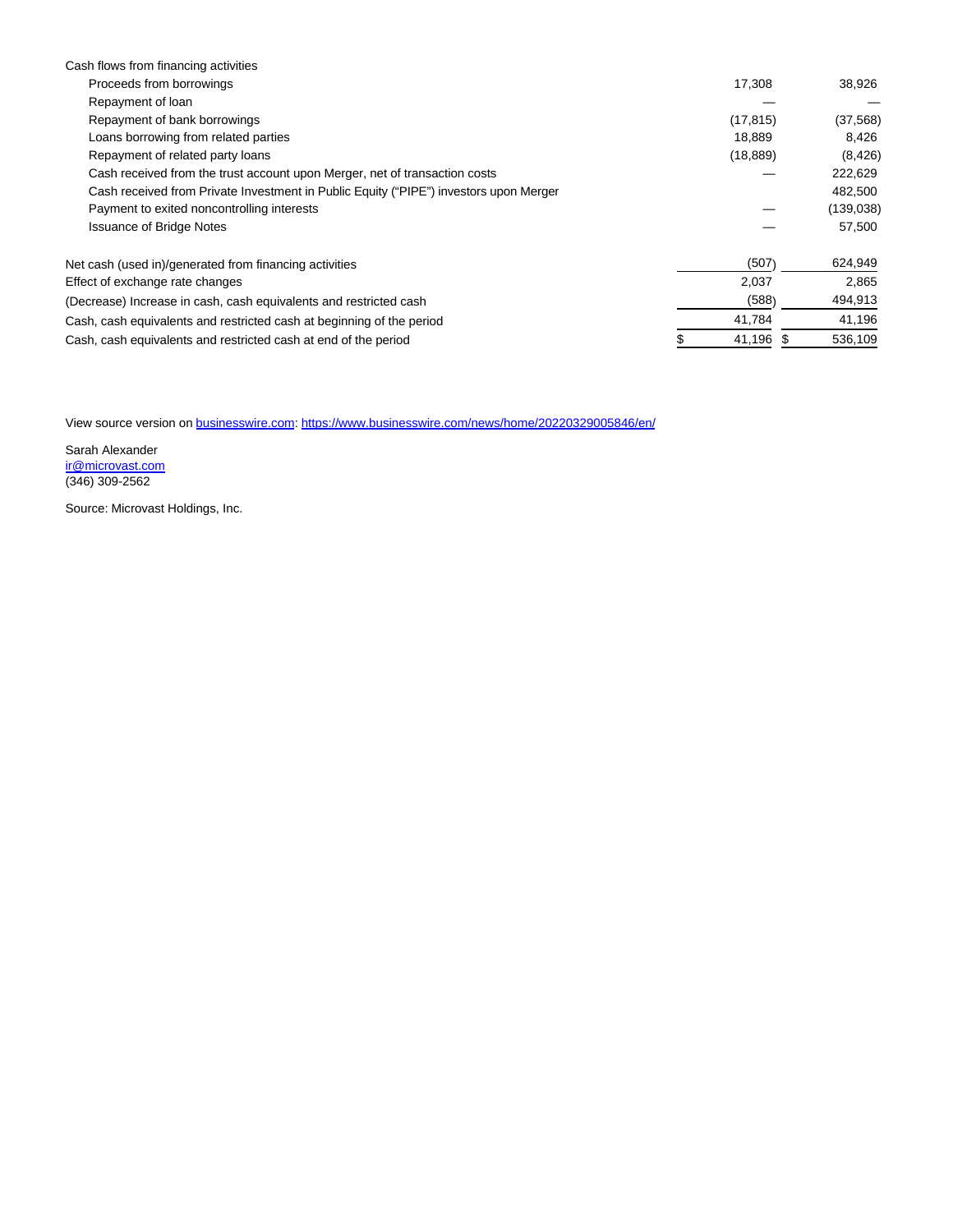| | | |
|---|---|---|
| Cash flows from financing activities | | |
| Proceeds from borrowings | 17,308 | 38,926 |
| Repayment of loan | — | — |
| Repayment of bank borrowings | (17,815) | (37,568) |
| Loans borrowing from related parties | 18,889 | 8,426 |
| Repayment of related party loans | (18,889) | (8,426) |
| Cash received from the trust account upon Merger, net of transaction costs | — | 222,629 |
| Cash received from Private Investment in Public Equity ("PIPE") investors upon Merger | | 482,500 |
| Payment to exited noncontrolling interests | — | (139,038) |
| Issuance of Bridge Notes | — | 57,500 |
| Net cash (used in)/generated from financing activities | (507) | 624,949 |
| Effect of exchange rate changes | 2,037 | 2,865 |
| (Decrease) Increase in cash, cash equivalents and restricted cash | (588) | 494,913 |
| Cash, cash equivalents and restricted cash at beginning of the period | 41,784 | 41,196 |
| Cash, cash equivalents and restricted cash at end of the period | $ 41,196 | $ 536,109 |

View source version on businesswire.com: https://www.businesswire.com/news/home/20220329005846/en/

Sarah Alexander
ir@microvast.com
(346) 309-2562

Source: Microvast Holdings, Inc.